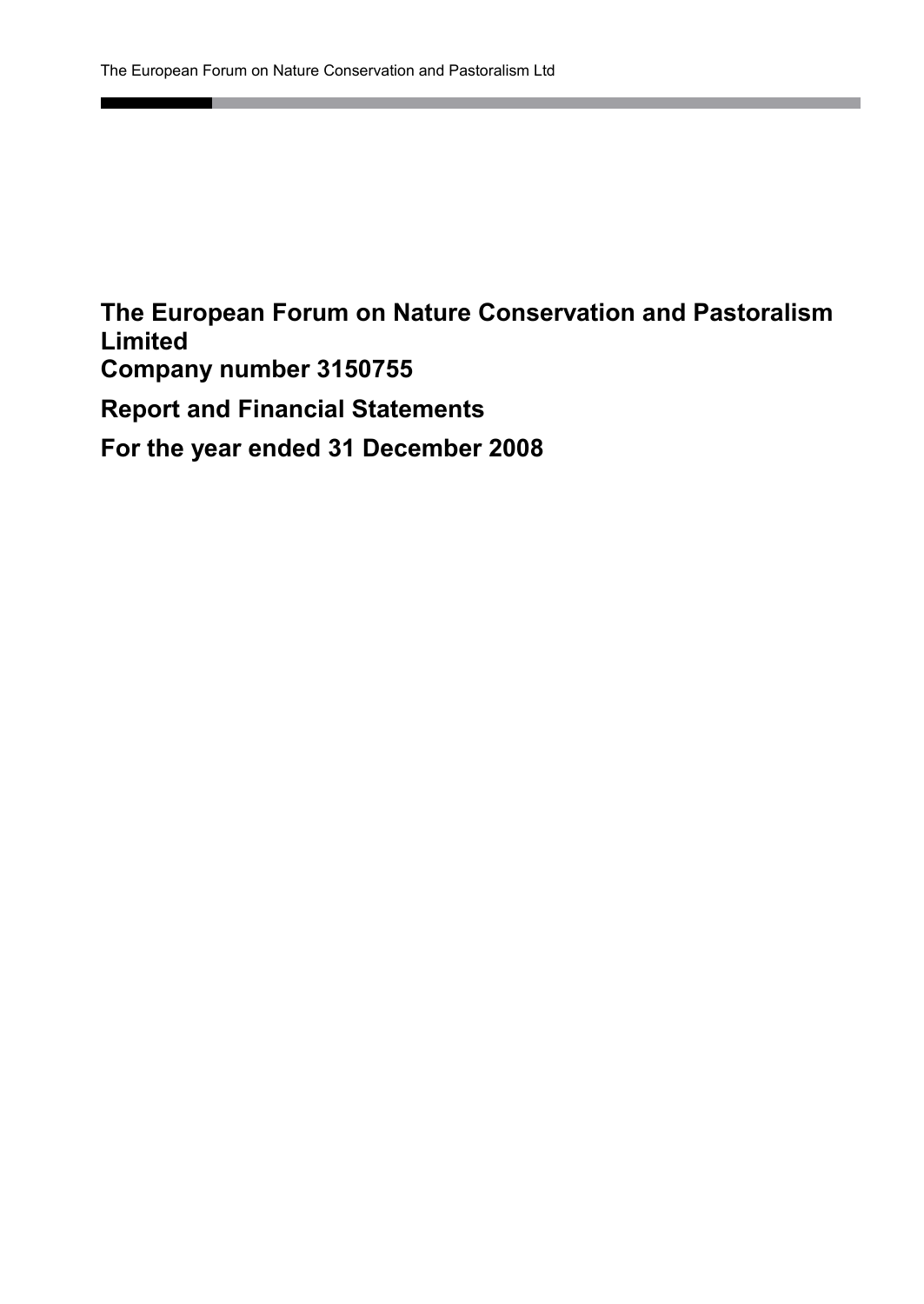# The European Forum on Nature Conservation and Pastoralism Limited
# Company number 3150755

# Report and Financial Statements

# For the year ended 31 December 2008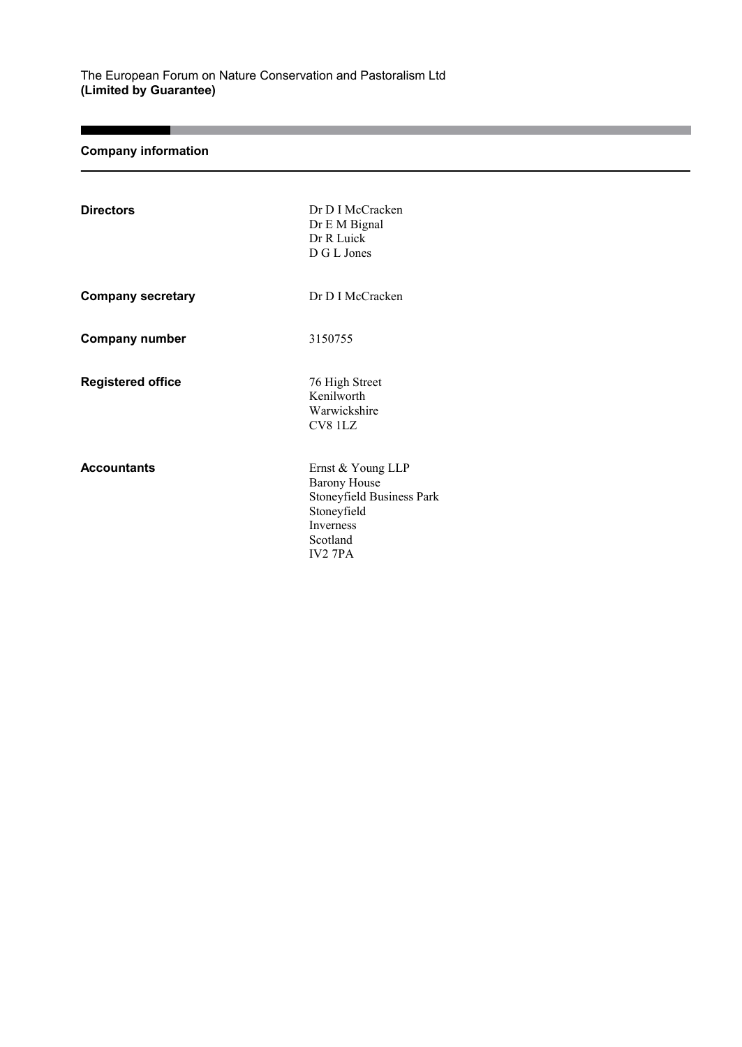The European Forum on Nature Conservation and Pastoralism Ltd
**(Limited by Guarantee)**

## Company information

| | |
|---|---|
| **Directors** | Dr D I McCracken<br>Dr E M Bignal<br>Dr R Luick<br>D G L Jones |
| **Company secretary** | Dr D I McCracken |
| **Company number** | 3150755 |
| **Registered office** | 76 High Street<br>Kenilworth<br>Warwickshire<br>CV8 1LZ |
| **Accountants** | Ernst & Young LLP<br>Barony House<br>Stoneyfield Business Park<br>Stoneyfield<br>Inverness<br>Scotland<br>IV2 7PA |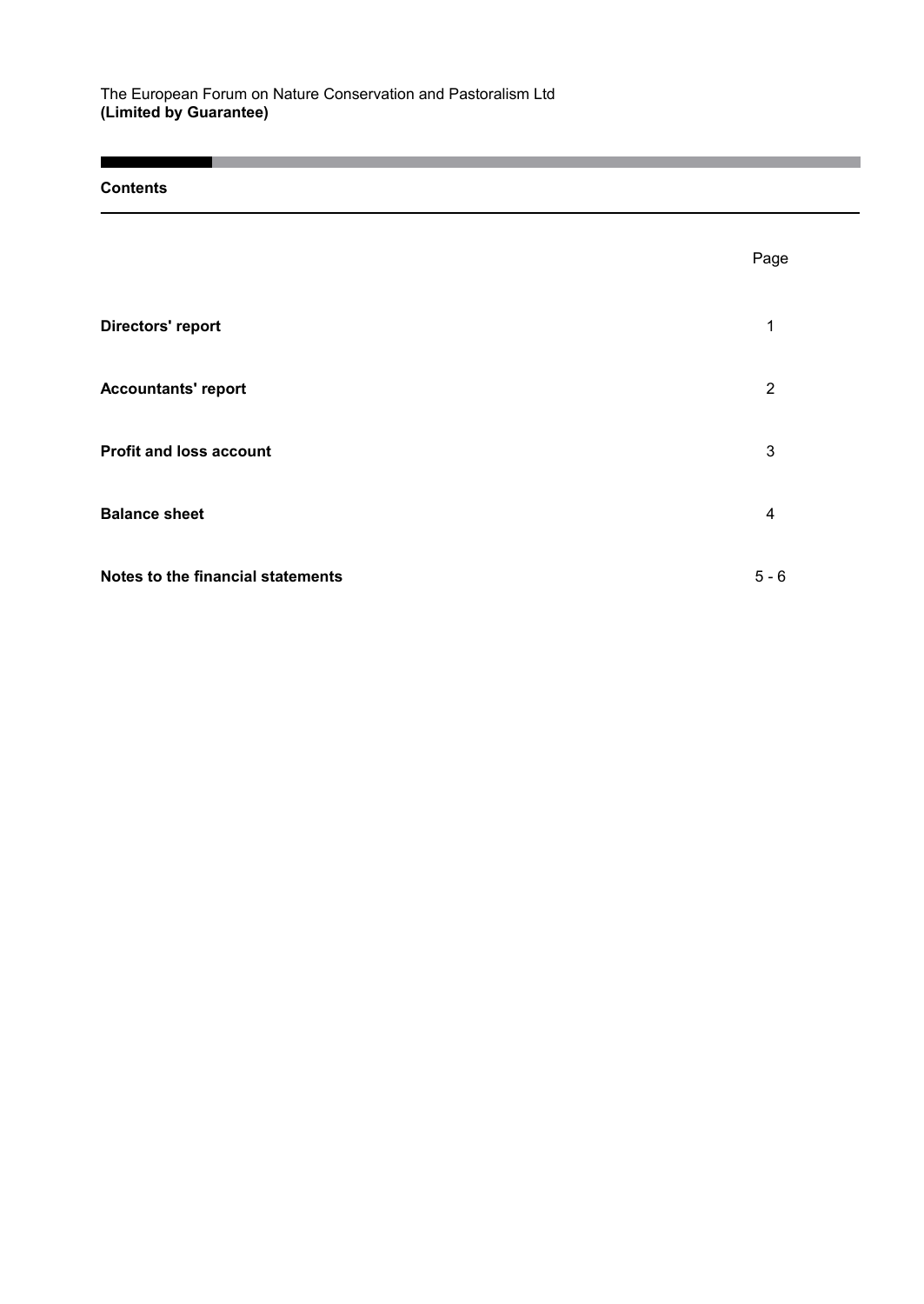The European Forum on Nature Conservation and Pastoralism Ltd
**(Limited by Guarantee)**

## Contents

| | Page |
|---|---|
| **Directors' report** | 1 |
| **Accountants' report** | 2 |
| **Profit and loss account** | 3 |
| **Balance sheet** | 4 |
| **Notes to the financial statements** | 5 - 6 |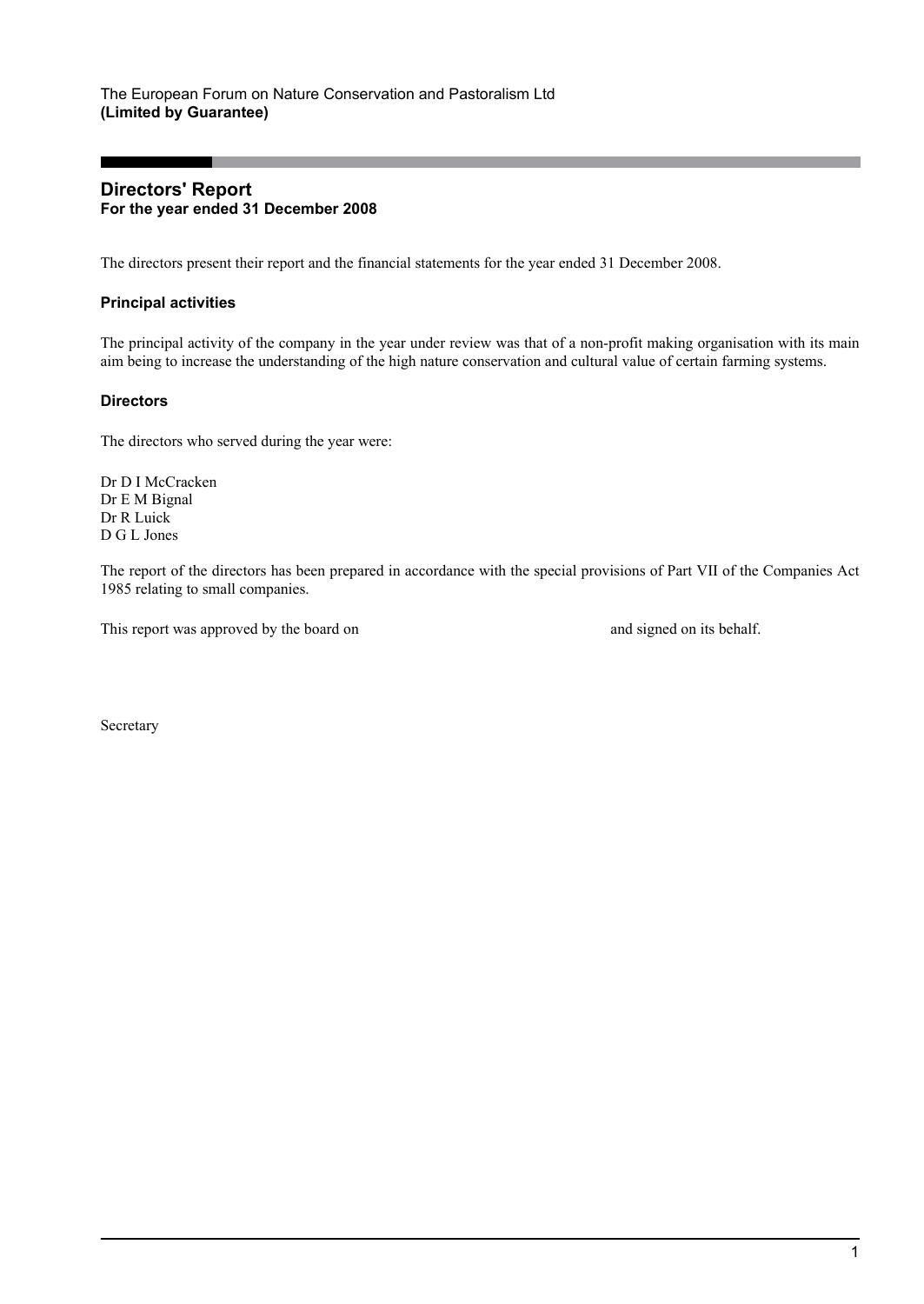The European Forum on Nature Conservation and Pastoralism Ltd
**(Limited by Guarantee)**

## Directors' Report
**For the year ended 31 December 2008**

The directors present their report and the financial statements for the year ended 31 December 2008.

### Principal activities

The principal activity of the company in the year under review was that of a non-profit making organisation with its main aim being to increase the understanding of the high nature conservation and cultural value of certain farming systems.

### Directors

The directors who served during the year were:

Dr D I McCracken
Dr E M Bignal
Dr R Luick
D G L Jones

The report of the directors has been prepared in accordance with the special provisions of Part VII of the Companies Act 1985 relating to small companies.

This report was approved by the board on and signed on its behalf.

Secretary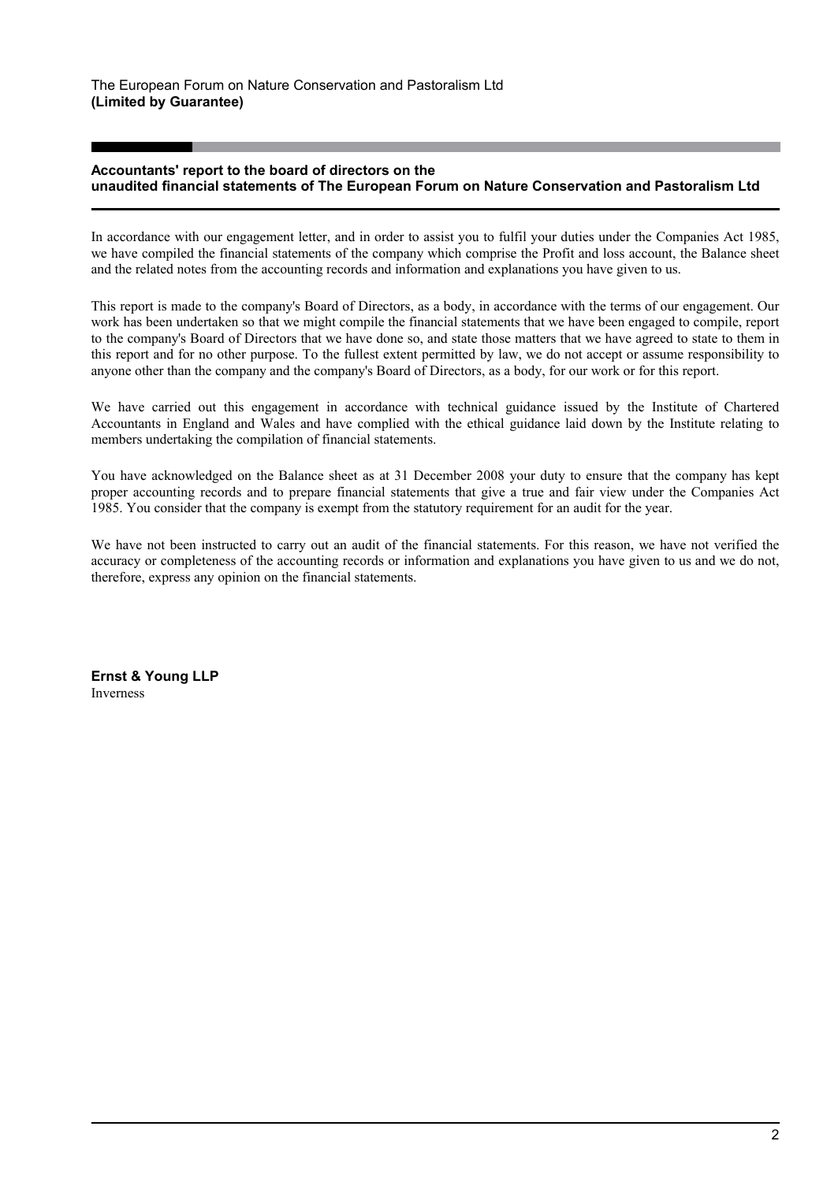## Accountants' report to the board of directors on the unaudited financial statements of The European Forum on Nature Conservation and Pastoralism Ltd

In accordance with our engagement letter, and in order to assist you to fulfil your duties under the Companies Act 1985, we have compiled the financial statements of the company which comprise the Profit and loss account, the Balance sheet and the related notes from the accounting records and information and explanations you have given to us.

This report is made to the company's Board of Directors, as a body, in accordance with the terms of our engagement. Our work has been undertaken so that we might compile the financial statements that we have been engaged to compile, report to the company's Board of Directors that we have done so, and state those matters that we have agreed to state to them in this report and for no other purpose. To the fullest extent permitted by law, we do not accept or assume responsibility to anyone other than the company and the company's Board of Directors, as a body, for our work or for this report.

We have carried out this engagement in accordance with technical guidance issued by the Institute of Chartered Accountants in England and Wales and have complied with the ethical guidance laid down by the Institute relating to members undertaking the compilation of financial statements.

You have acknowledged on the Balance sheet as at 31 December 2008 your duty to ensure that the company has kept proper accounting records and to prepare financial statements that give a true and fair view under the Companies Act 1985. You consider that the company is exempt from the statutory requirement for an audit for the year.

We have not been instructed to carry out an audit of the financial statements. For this reason, we have not verified the accuracy or completeness of the accounting records or information and explanations you have given to us and we do not, therefore, express any opinion on the financial statements.

**Ernst & Young LLP**
Inverness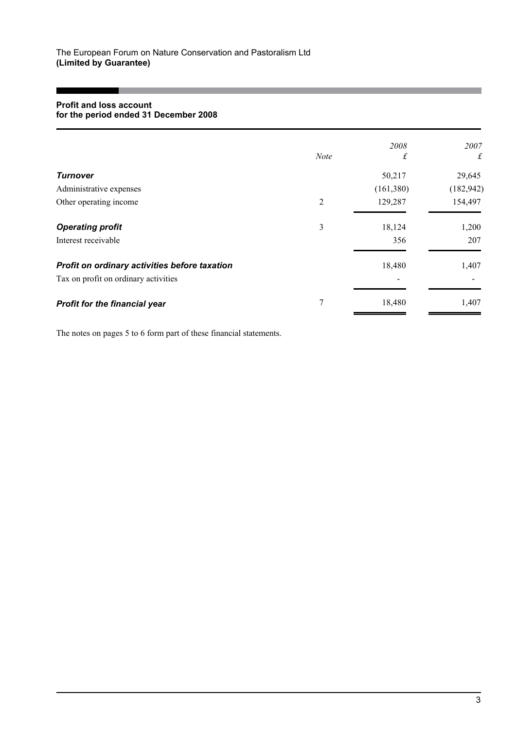The European Forum on Nature Conservation and Pastoralism Ltd
**(Limited by Guarantee)**

## Profit and loss account
**for the period ended 31 December 2008**

| | *Note* | *2008* £ | *2007* £ |
|---|---|---|---|
| ***Turnover*** | | 50,217 | 29,645 |
| Administrative expenses | | (161,380) | (182,942) |
| Other operating income | 2 | 129,287 | 154,497 |
| ***Operating profit*** | 3 | 18,124 | 1,200 |
| Interest receivable | | 356 | 207 |
| ***Profit on ordinary activities before taxation*** | | 18,480 | 1,407 |
| Tax on profit on ordinary activities | | - | - |
| ***Profit for the financial year*** | 7 | 18,480 | 1,407 |

The notes on pages 5 to 6 form part of these financial statements.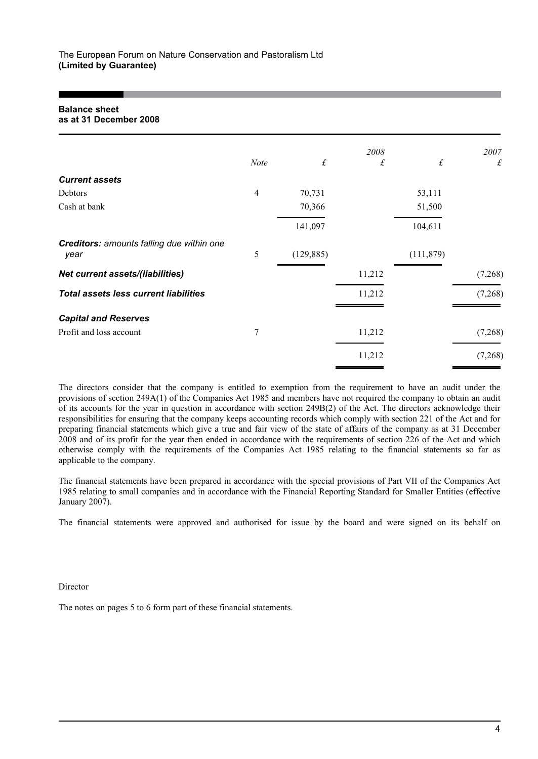The European Forum on Nature Conservation and Pastoralism Ltd
**(Limited by Guarantee)**

## Balance sheet as at 31 December 2008

| | Note | £ | 2008 £ | £ | 2007 £ |
|---|---|---|---|---|---|
| ***Current assets*** | | | | | |
| Debtors | 4 | 70,731 | | 53,111 | |
| Cash at bank | | 70,366 | | 51,500 | |
| | | 141,097 | | 104,611 | |
| ***Creditors:*** *amounts falling due within one year* | 5 | (129,885) | | (111,879) | |
| ***Net current assets/(liabilities)*** | | | 11,212 | | (7,268) |
| ***Total assets less current liabilities*** | | | 11,212 | | (7,268) |
| ***Capital and Reserves*** | | | | | |
| Profit and loss account | 7 | | 11,212 | | (7,268) |
| | | | 11,212 | | (7,268) |

The directors consider that the company is entitled to exemption from the requirement to have an audit under the provisions of section 249A(1) of the Companies Act 1985 and members have not required the company to obtain an audit of its accounts for the year in question in accordance with section 249B(2) of the Act. The directors acknowledge their responsibilities for ensuring that the company keeps accounting records which comply with section 221 of the Act and for preparing financial statements which give a true and fair view of the state of affairs of the company as at 31 December 2008 and of its profit for the year then ended in accordance with the requirements of section 226 of the Act and which otherwise comply with the requirements of the Companies Act 1985 relating to the financial statements so far as applicable to the company.

The financial statements have been prepared in accordance with the special provisions of Part VII of the Companies Act 1985 relating to small companies and in accordance with the Financial Reporting Standard for Smaller Entities (effective January 2007).

The financial statements were approved and authorised for issue by the board and were signed on its behalf on

Director

The notes on pages 5 to 6 form part of these financial statements.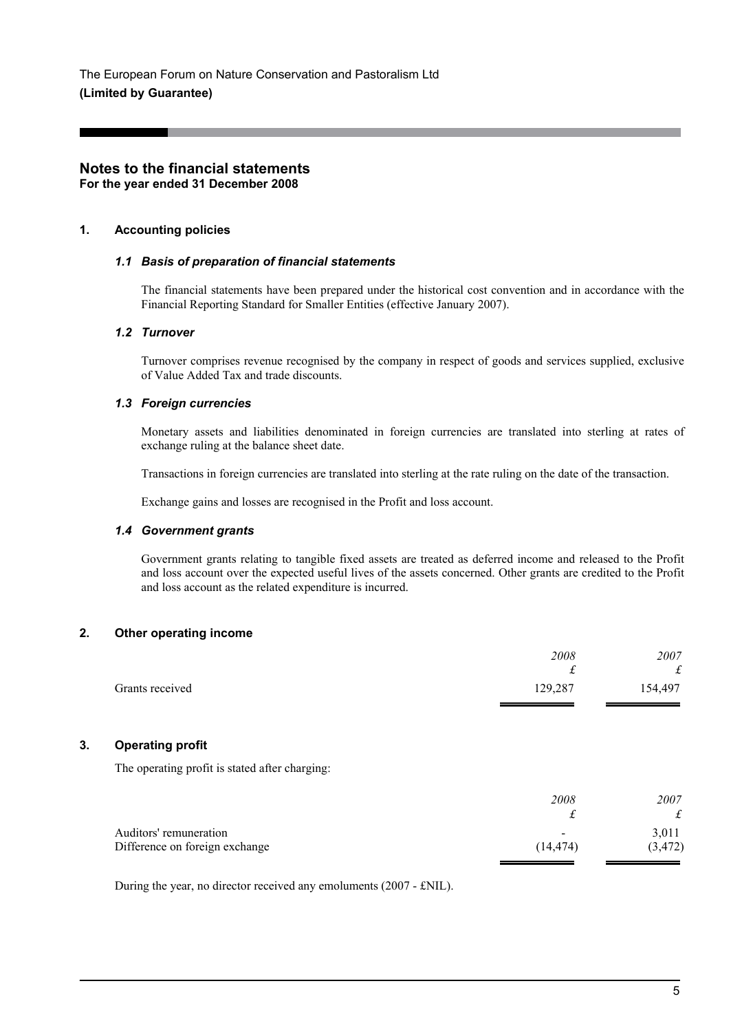The European Forum on Nature Conservation and Pastoralism Ltd
**(Limited by Guarantee)**

## Notes to the financial statements
**For the year ended 31 December 2008**

### 1. Accounting policies

#### *1.1 Basis of preparation of financial statements*

The financial statements have been prepared under the historical cost convention and in accordance with the Financial Reporting Standard for Smaller Entities (effective January 2007).

#### *1.2 Turnover*

Turnover comprises revenue recognised by the company in respect of goods and services supplied, exclusive of Value Added Tax and trade discounts.

#### *1.3 Foreign currencies*

Monetary assets and liabilities denominated in foreign currencies are translated into sterling at rates of exchange ruling at the balance sheet date.

Transactions in foreign currencies are translated into sterling at the rate ruling on the date of the transaction.

Exchange gains and losses are recognised in the Profit and loss account.

#### *1.4 Government grants*

Government grants relating to tangible fixed assets are treated as deferred income and released to the Profit and loss account over the expected useful lives of the assets concerned. Other grants are credited to the Profit and loss account as the related expenditure is incurred.

### 2. Other operating income

| | *2008* £ | *2007* £ |
|---|---|---|
| Grants received | 129,287 | 154,497 |

### 3. Operating profit

The operating profit is stated after charging:

| | *2008* £ | *2007* £ |
|---|---|---|
| Auditors' remuneration | - | 3,011 |
| Difference on foreign exchange | (14,474) | (3,472) |

During the year, no director received any emoluments (2007 - £NIL).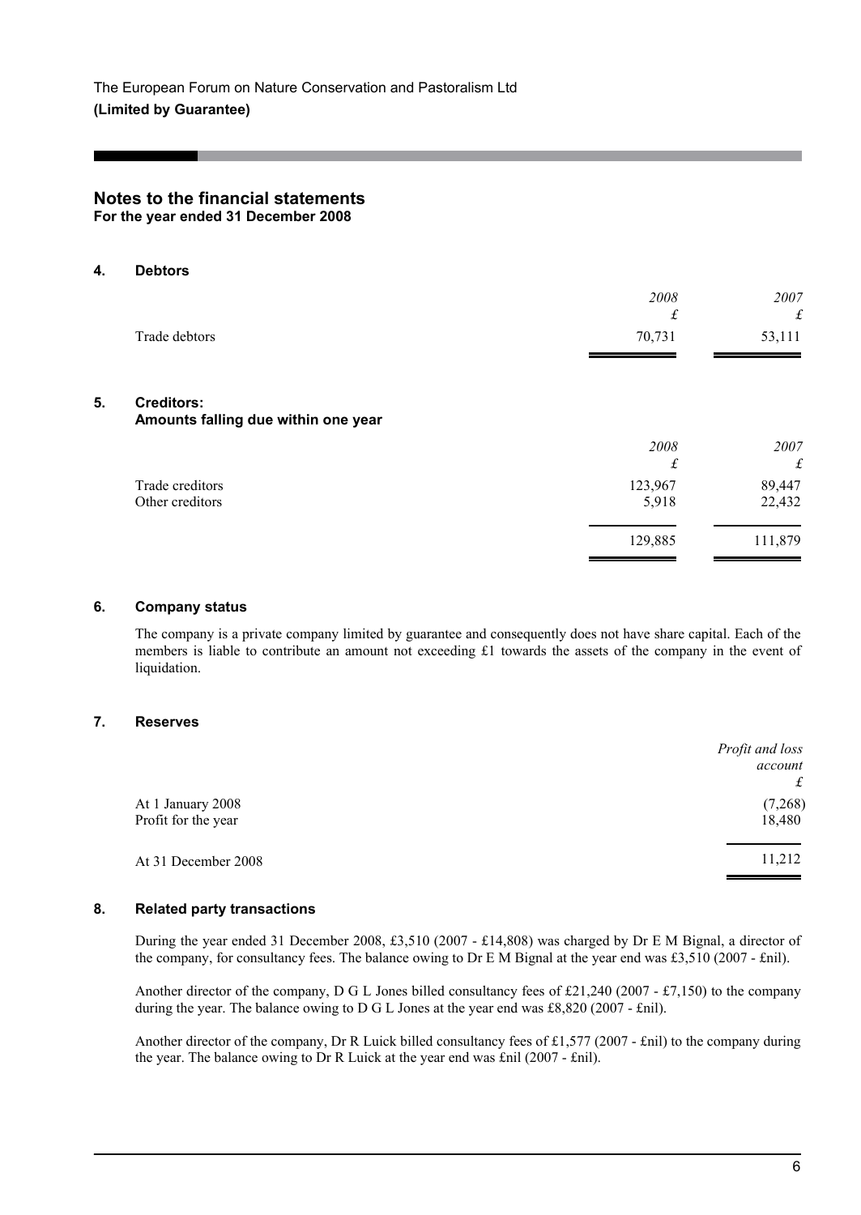The European Forum on Nature Conservation and Pastoralism Ltd
**(Limited by Guarantee)**

## Notes to the financial statements
**For the year ended 31 December 2008**

### 4. Debtors

| | *2008* £ | *2007* £ |
|---|---|---|
| Trade debtors | 70,731 | 53,111 |

### 5. Creditors:
### Amounts falling due within one year

| | *2008* £ | *2007* £ |
|---|---|---|
| Trade creditors | 123,967 | 89,447 |
| Other creditors | 5,918 | 22,432 |
| | 129,885 | 111,879 |

### 6. Company status

The company is a private company limited by guarantee and consequently does not have share capital. Each of the members is liable to contribute an amount not exceeding £1 towards the assets of the company in the event of liquidation.

### 7. Reserves

| | *Profit and loss account* £ |
|---|---|
| At 1 January 2008 | (7,268) |
| Profit for the year | 18,480 |
| At 31 December 2008 | 11,212 |

### 8. Related party transactions

During the year ended 31 December 2008, £3,510 (2007 - £14,808) was charged by Dr E M Bignal, a director of the company, for consultancy fees. The balance owing to Dr E M Bignal at the year end was £3,510 (2007 - £nil).

Another director of the company, D G L Jones billed consultancy fees of £21,240 (2007 - £7,150) to the company during the year. The balance owing to D G L Jones at the year end was £8,820 (2007 - £nil).

Another director of the company, Dr R Luick billed consultancy fees of £1,577 (2007 - £nil) to the company during the year. The balance owing to Dr R Luick at the year end was £nil (2007 - £nil).